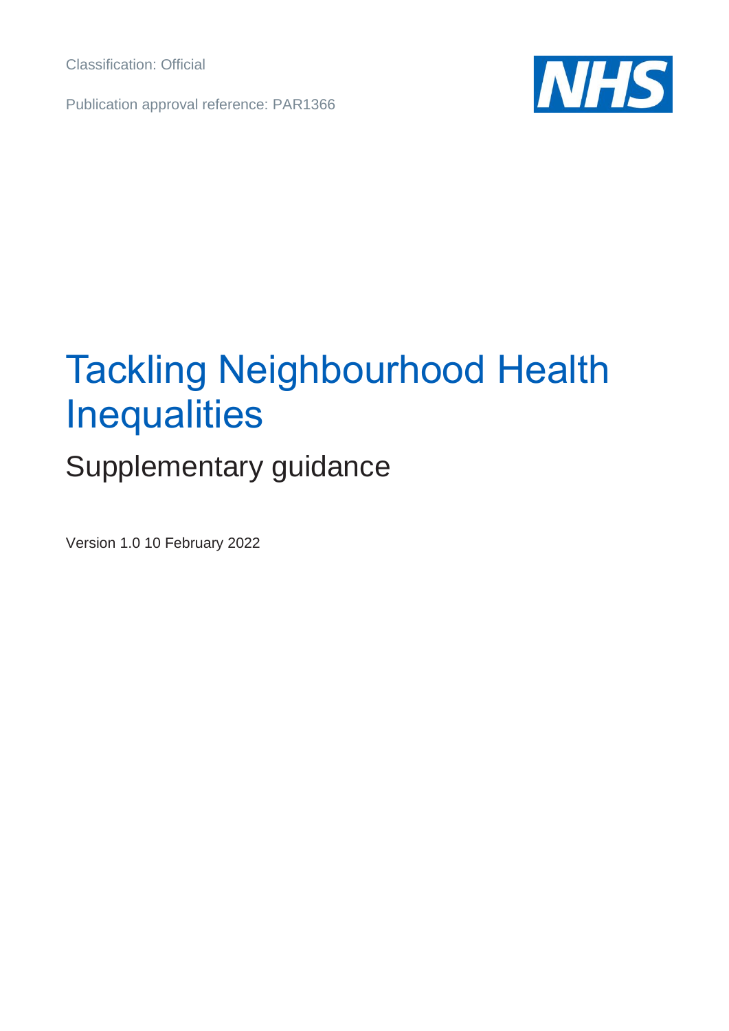Classification: Official

Publication approval reference: PAR1366

# Tackling Neighbourhood Health Inequalities

## Supplementary guidance

Version 1.0 10 February 2022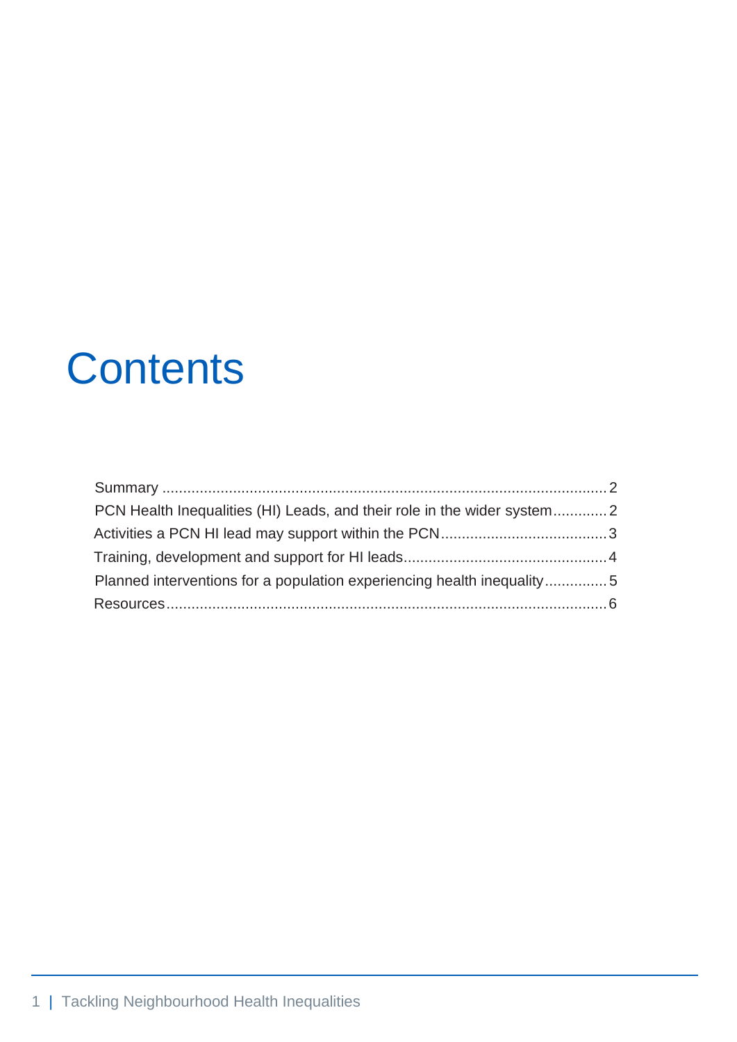# Contents

Summary .......................................................................................................... 2
PCN Health Inequalities (HI) Leads, and their role in the wider system............. 2
Activities a PCN HI lead may support within the PCN........................................ 3
Training, development and support for HI leads................................................. 4
Planned interventions for a population experiencing health inequality............... 5
Resources.......................................................................................................... 6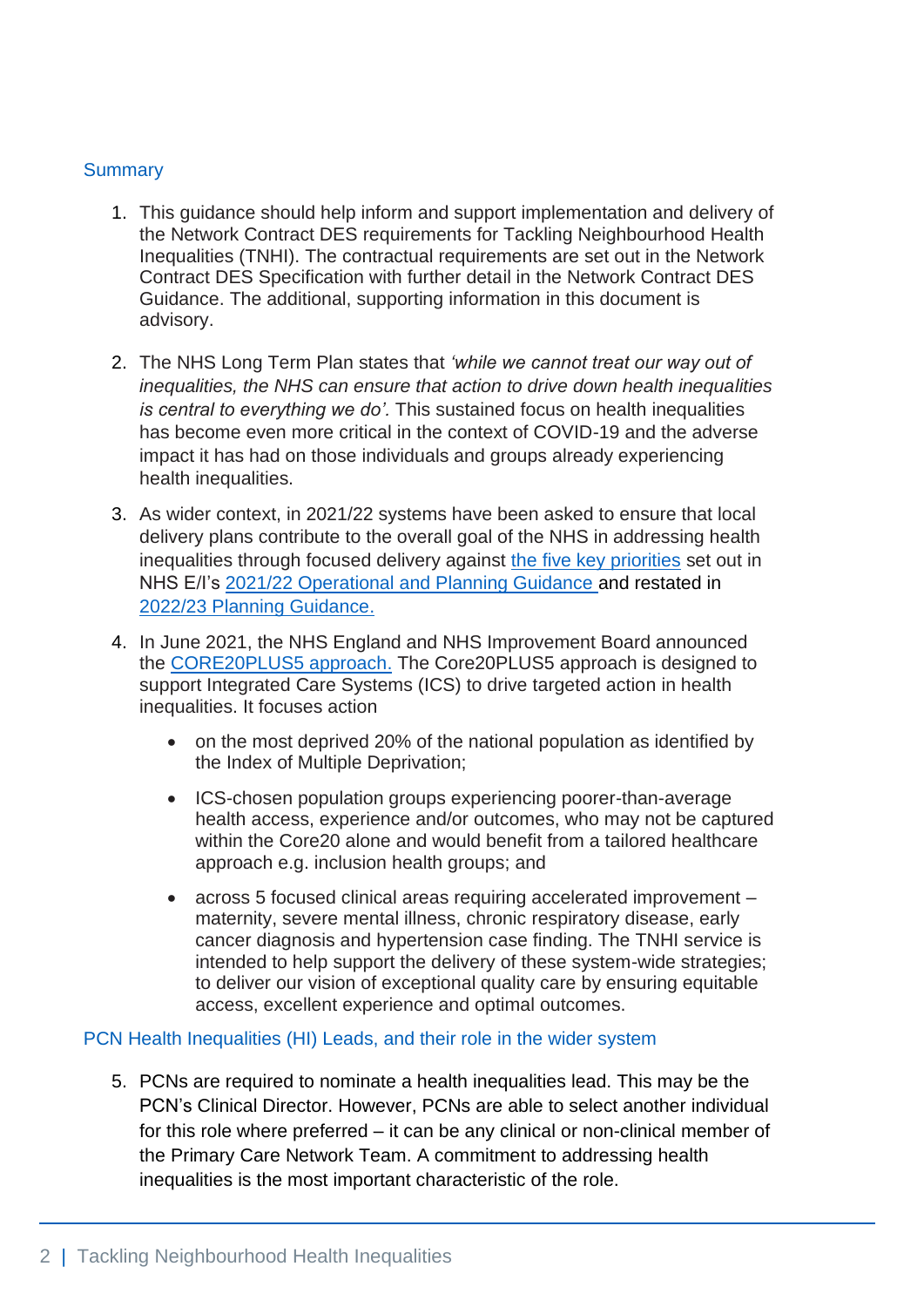## Summary

1. This guidance should help inform and support implementation and delivery of the Network Contract DES requirements for Tackling Neighbourhood Health Inequalities (TNHI). The contractual requirements are set out in the Network Contract DES Specification with further detail in the Network Contract DES Guidance. The additional, supporting information in this document is advisory.

2. The NHS Long Term Plan states that *'while we cannot treat our way out of inequalities, the NHS can ensure that action to drive down health inequalities is central to everything we do'*. This sustained focus on health inequalities has become even more critical in the context of COVID-19 and the adverse impact it has had on those individuals and groups already experiencing health inequalities.

3. As wider context, in 2021/22 systems have been asked to ensure that local delivery plans contribute to the overall goal of the NHS in addressing health inequalities through focused delivery against the five key priorities set out in NHS E/I's 2021/22 Operational and Planning Guidance and restated in 2022/23 Planning Guidance.

4. In June 2021, the NHS England and NHS Improvement Board announced the CORE20PLUS5 approach. The Core20PLUS5 approach is designed to support Integrated Care Systems (ICS) to drive targeted action in health inequalities. It focuses action

   - on the most deprived 20% of the national population as identified by the Index of Multiple Deprivation;
   - ICS-chosen population groups experiencing poorer-than-average health access, experience and/or outcomes, who may not be captured within the Core20 alone and would benefit from a tailored healthcare approach e.g. inclusion health groups; and
   - across 5 focused clinical areas requiring accelerated improvement – maternity, severe mental illness, chronic respiratory disease, early cancer diagnosis and hypertension case finding. The TNHI service is intended to help support the delivery of these system-wide strategies; to deliver our vision of exceptional quality care by ensuring equitable access, excellent experience and optimal outcomes.

## PCN Health Inequalities (HI) Leads, and their role in the wider system

5. PCNs are required to nominate a health inequalities lead. This may be the PCN's Clinical Director. However, PCNs are able to select another individual for this role where preferred – it can be any clinical or non-clinical member of the Primary Care Network Team. A commitment to addressing health inequalities is the most important characteristic of the role.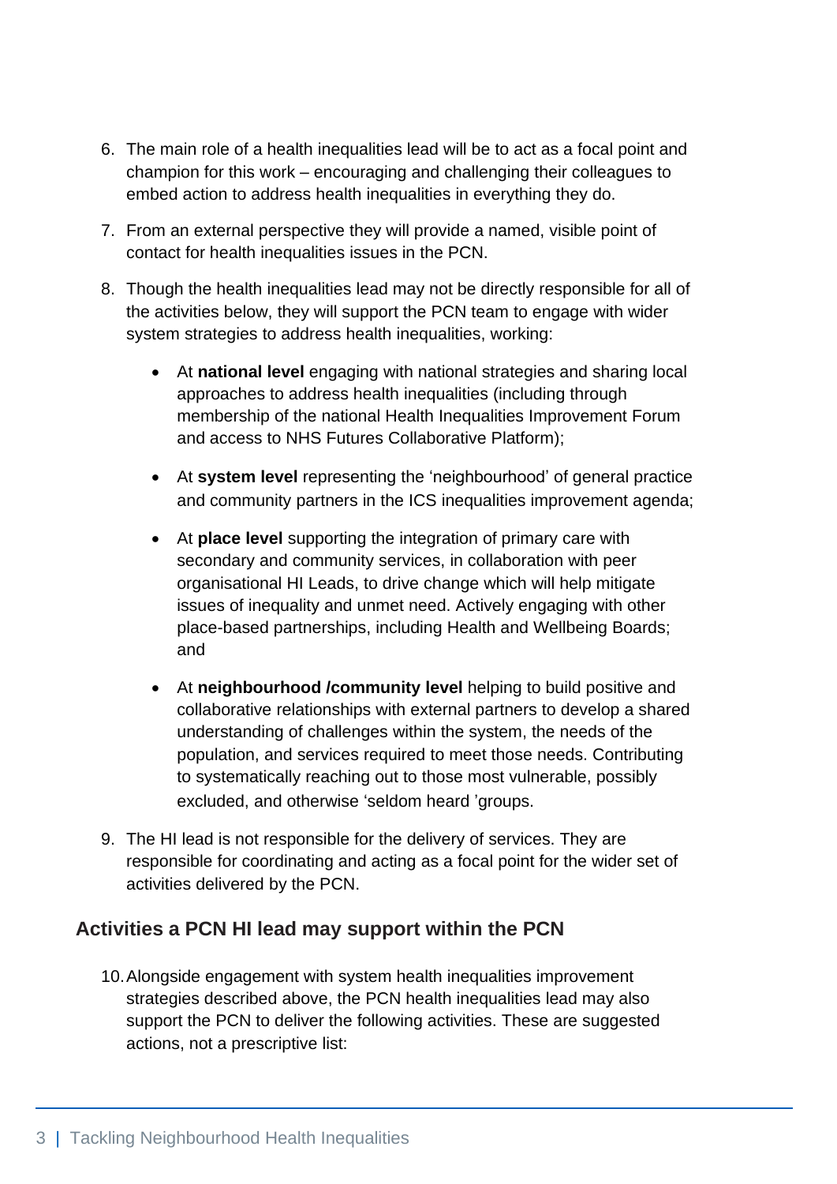6. The main role of a health inequalities lead will be to act as a focal point and champion for this work – encouraging and challenging their colleagues to embed action to address health inequalities in everything they do.

7. From an external perspective they will provide a named, visible point of contact for health inequalities issues in the PCN.

8. Though the health inequalities lead may not be directly responsible for all of the activities below, they will support the PCN team to engage with wider system strategies to address health inequalities, working:

   - At **national level** engaging with national strategies and sharing local approaches to address health inequalities (including through membership of the national Health Inequalities Improvement Forum and access to NHS Futures Collaborative Platform);

   - At **system level** representing the 'neighbourhood' of general practice and community partners in the ICS inequalities improvement agenda;

   - At **place level** supporting the integration of primary care with secondary and community services, in collaboration with peer organisational HI Leads, to drive change which will help mitigate issues of inequality and unmet need. Actively engaging with other place-based partnerships, including Health and Wellbeing Boards; and

   - At **neighbourhood /community level** helping to build positive and collaborative relationships with external partners to develop a shared understanding of challenges within the system, the needs of the population, and services required to meet those needs. Contributing to systematically reaching out to those most vulnerable, possibly excluded, and otherwise 'seldom heard 'groups.

9. The HI lead is not responsible for the delivery of services. They are responsible for coordinating and acting as a focal point for the wider set of activities delivered by the PCN.

## Activities a PCN HI lead may support within the PCN

10. Alongside engagement with system health inequalities improvement strategies described above, the PCN health inequalities lead may also support the PCN to deliver the following activities. These are suggested actions, not a prescriptive list: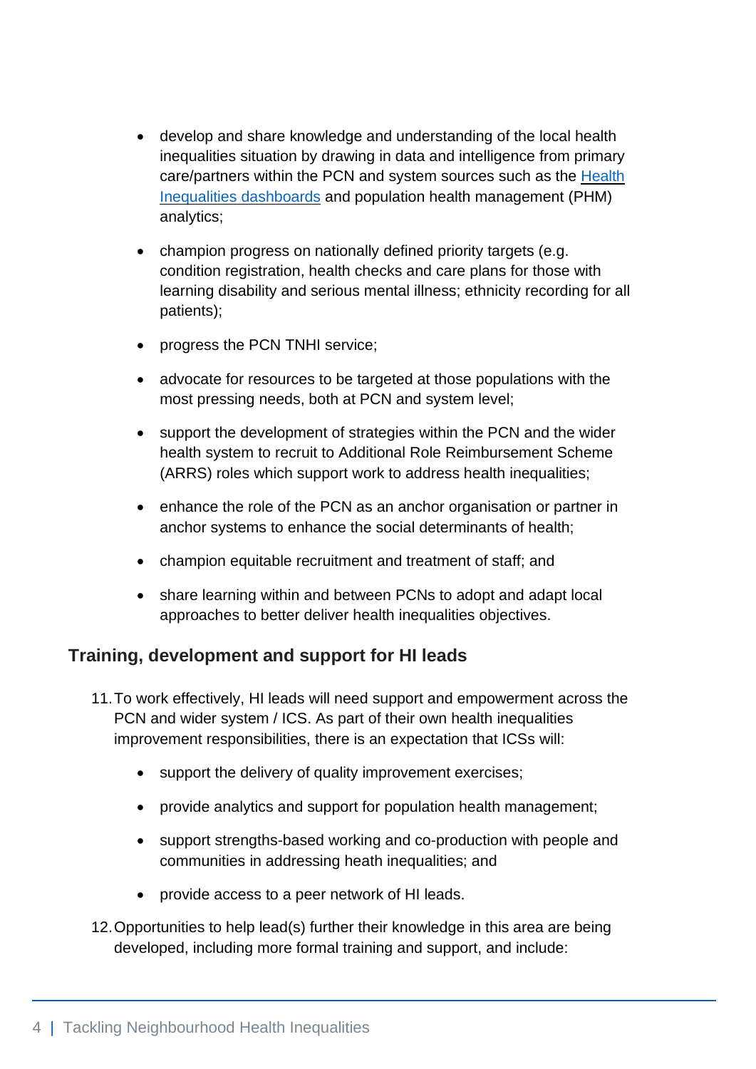- develop and share knowledge and understanding of the local health inequalities situation by drawing in data and intelligence from primary care/partners within the PCN and system sources such as the [Health Inequalities dashboards] and population health management (PHM) analytics;
- champion progress on nationally defined priority targets (e.g. condition registration, health checks and care plans for those with learning disability and serious mental illness; ethnicity recording for all patients);
- progress the PCN TNHI service;
- advocate for resources to be targeted at those populations with the most pressing needs, both at PCN and system level;
- support the development of strategies within the PCN and the wider health system to recruit to Additional Role Reimbursement Scheme (ARRS) roles which support work to address health inequalities;
- enhance the role of the PCN as an anchor organisation or partner in anchor systems to enhance the social determinants of health;
- champion equitable recruitment and treatment of staff; and
- share learning within and between PCNs to adopt and adapt local approaches to better deliver health inequalities objectives.

## Training, development and support for HI leads

11. To work effectively, HI leads will need support and empowerment across the PCN and wider system / ICS. As part of their own health inequalities improvement responsibilities, there is an expectation that ICSs will:

    - support the delivery of quality improvement exercises;
    - provide analytics and support for population health management;
    - support strengths-based working and co-production with people and communities in addressing heath inequalities; and
    - provide access to a peer network of HI leads.

12. Opportunities to help lead(s) further their knowledge in this area are being developed, including more formal training and support, and include: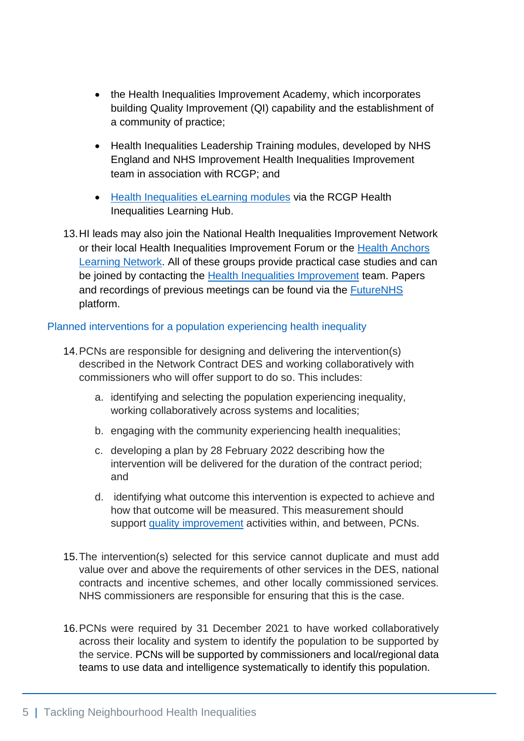- the Health Inequalities Improvement Academy, which incorporates building Quality Improvement (QI) capability and the establishment of a community of practice;
- Health Inequalities Leadership Training modules, developed by NHS England and NHS Improvement Health Inequalities Improvement team in association with RCGP; and
- Health Inequalities eLearning modules via the RCGP Health Inequalities Learning Hub.

13. HI leads may also join the National Health Inequalities Improvement Network or their local Health Inequalities Improvement Forum or the Health Anchors Learning Network. All of these groups provide practical case studies and can be joined by contacting the Health Inequalities Improvement team. Papers and recordings of previous meetings can be found via the FutureNHS platform.

## Planned interventions for a population experiencing health inequality

14. PCNs are responsible for designing and delivering the intervention(s) described in the Network Contract DES and working collaboratively with commissioners who will offer support to do so. This includes:

    a. identifying and selecting the population experiencing inequality, working collaboratively across systems and localities;

    b. engaging with the community experiencing health inequalities;

    c. developing a plan by 28 February 2022 describing how the intervention will be delivered for the duration of the contract period; and

    d. identifying what outcome this intervention is expected to achieve and how that outcome will be measured. This measurement should support quality improvement activities within, and between, PCNs.

15. The intervention(s) selected for this service cannot duplicate and must add value over and above the requirements of other services in the DES, national contracts and incentive schemes, and other locally commissioned services. NHS commissioners are responsible for ensuring that this is the case.

16. PCNs were required by 31 December 2021 to have worked collaboratively across their locality and system to identify the population to be supported by the service. PCNs will be supported by commissioners and local/regional data teams to use data and intelligence systematically to identify this population.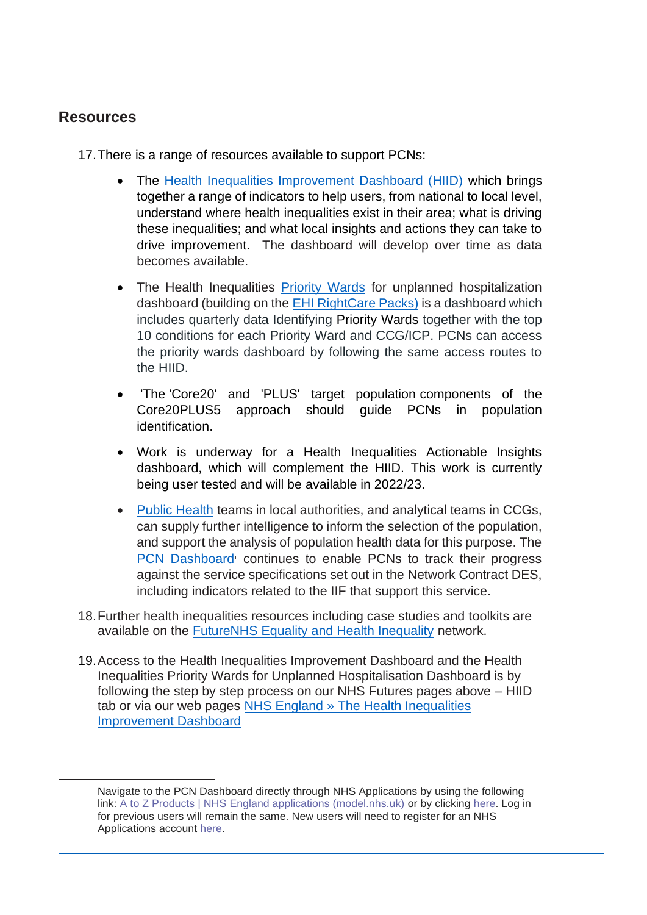## Resources

17. There is a range of resources available to support PCNs:

    - The Health Inequalities Improvement Dashboard (HIID) which brings together a range of indicators to help users, from national to local level, understand where health inequalities exist in their area; what is driving these inequalities; and what local insights and actions they can take to drive improvement. The dashboard will develop over time as data becomes available.
    - The Health Inequalities Priority Wards for unplanned hospitalization dashboard (building on the EHI RightCare Packs) is a dashboard which includes quarterly data Identifying Priority Wards together with the top 10 conditions for each Priority Ward and CCG/ICP. PCNs can access the priority wards dashboard by following the same access routes to the HIID.
    - 'The 'Core20' and 'PLUS' target population components of the Core20PLUS5 approach should guide PCNs in population identification.
    - Work is underway for a Health Inequalities Actionable Insights dashboard, which will complement the HIID. This work is currently being user tested and will be available in 2022/23.
    - Public Health teams in local authorities, and analytical teams in CCGs, can supply further intelligence to inform the selection of the population, and support the analysis of population health data for this purpose. The PCN Dashboard[i] continues to enable PCNs to track their progress against the service specifications set out in the Network Contract DES, including indicators related to the IIF that support this service.

18. Further health inequalities resources including case studies and toolkits are available on the FutureNHS Equality and Health Inequality network.

19. Access to the Health Inequalities Improvement Dashboard and the Health Inequalities Priority Wards for Unplanned Hospitalisation Dashboard is by following the step by step process on our NHS Futures pages above – HIID tab or via our web pages NHS England » The Health Inequalities Improvement Dashboard

---

Navigate to the PCN Dashboard directly through NHS Applications by using the following link: A to Z Products | NHS England applications (model.nhs.uk) or by clicking here. Log in for previous users will remain the same. New users will need to register for an NHS Applications account here.